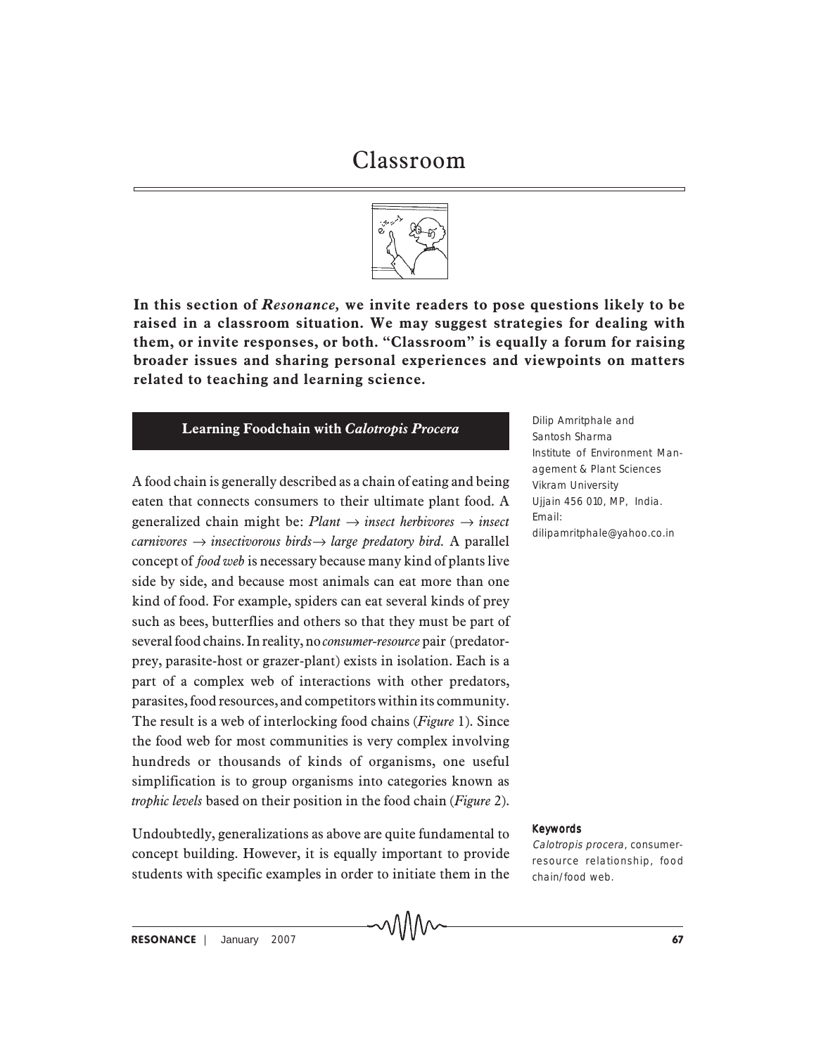# Classroom

**In this section of *Resonance,* we invite readers to pose questions likely to be raised in a classroom situation. We may suggest strategies for dealing with them, or invite responses, or both. "Classroom" is equally a forum for raising broader issues and sharing personal experiences and viewpoints on matters related to teaching and learning science.**

## Learning Foodchain with *Calotropis Procera*

Dilip Amritphale and Santosh Sharma
Institute of Environment Management & Plant Sciences
Vikram University
Ujjain 456 010, MP, India.
Email: dilipamritphale@yahoo.co.in

A food chain is generally described as a chain of eating and being eaten that connects consumers to their ultimate plant food. A generalized chain might be: *Plant → insect herbivores → insect carnivores → insectivorous birds→ large predatory bird.* A parallel concept of *food web* is necessary because many kind of plants live side by side, and because most animals can eat more than one kind of food. For example, spiders can eat several kinds of prey such as bees, butterflies and others so that they must be part of several food chains. In reality, no *consumer-resource* pair (predator-prey, parasite-host or grazer-plant) exists in isolation. Each is a part of a complex web of interactions with other predators, parasites, food resources, and competitors within its community. The result is a web of interlocking food chains (*Figure* 1). Since the food web for most communities is very complex involving hundreds or thousands of kinds of organisms, one useful simplification is to group organisms into categories known as *trophic levels* based on their position in the food chain (*Figure* 2).

Undoubtedly, generalizations as above are quite fundamental to concept building. However, it is equally important to provide students with specific examples in order to initiate them in the

**Keywords**

*Calotropis procera*, consumer-resource relationship, food chain/food web.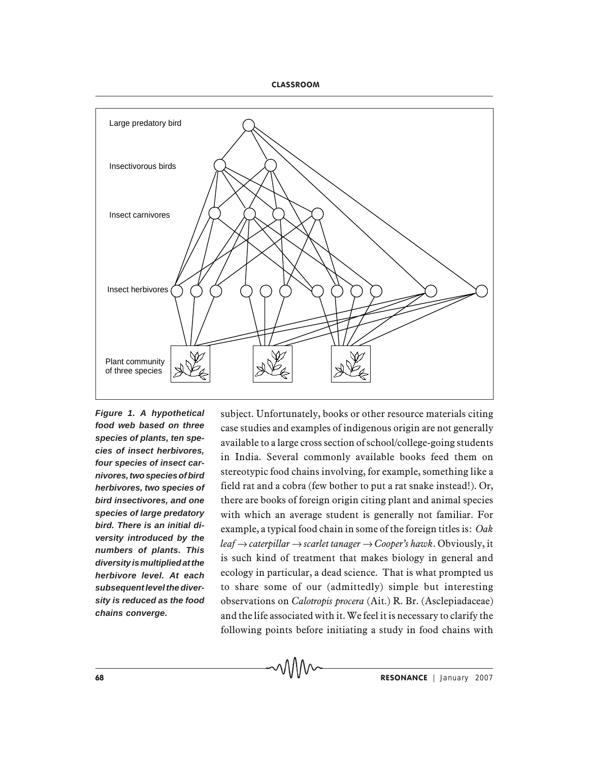Large predatory bird

Insectivorous birds

Insect carnivores

Insect herbivores

Plant community of three species

***Figure 1. A hypothetical food web based on three species of plants, ten species of insect herbivores, four species of insect carnivores, two species of bird herbivores, two species of bird insectivores, and one species of large predatory bird. There is an initial diversity introduced by the numbers of plants. This diversity is multiplied at the herbivore level. At each subsequent level the diversity is reduced as the food chains converge.***

subject. Unfortunately, books or other resource materials citing case studies and examples of indigenous origin are not generally available to a large cross section of school/college-going students in India. Several commonly available books feed them on stereotypic food chains involving, for example, something like a field rat and a cobra (few bother to put a rat snake instead!). Or, there are books of foreign origin citing plant and animal species with which an average student is generally not familiar. For example, a typical food chain in some of the foreign titles is: *Oak leaf → caterpillar → scarlet tanager → Cooper's hawk*. Obviously, it is such kind of treatment that makes biology in general and ecology in particular, a dead science. That is what prompted us to share some of our (admittedly) simple but interesting observations on *Calotropis procera* (Ait.) R. Br. (Asclepiadaceae) and the life associated with it. We feel it is necessary to clarify the following points before initiating a study in food chains with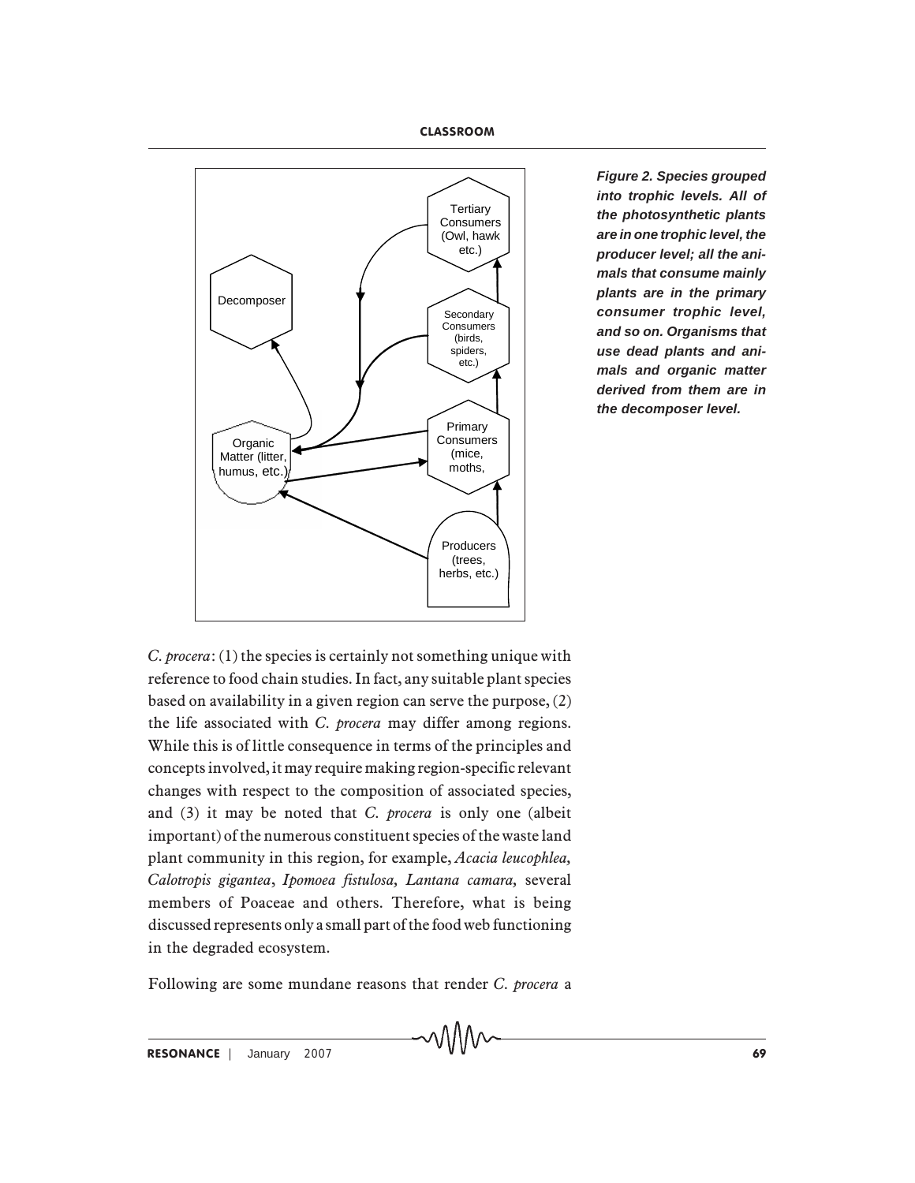Figure 2. Species grouped into trophic levels. All of the photosynthetic plants are in one trophic level, the producer level; all the animals that consume mainly plants are in the primary consumer trophic level, and so on. Organisms that use dead plants and animals and organic matter derived from them are in the decomposer level.

*C. procera*: (1) the species is certainly not something unique with reference to food chain studies. In fact, any suitable plant species based on availability in a given region can serve the purpose, (2) the life associated with *C. procera* may differ among regions. While this is of little consequence in terms of the principles and concepts involved, it may require making region-specific relevant changes with respect to the composition of associated species, and (3) it may be noted that *C. procera* is only one (albeit important) of the numerous constituent species of the waste land plant community in this region, for example, *Acacia leucophlea*, *Calotropis gigantea*, *Ipomoea fistulosa*, *Lantana camara*, several members of Poaceae and others. Therefore, what is being discussed represents only a small part of the food web functioning in the degraded ecosystem.

Following are some mundane reasons that render *C. procera* a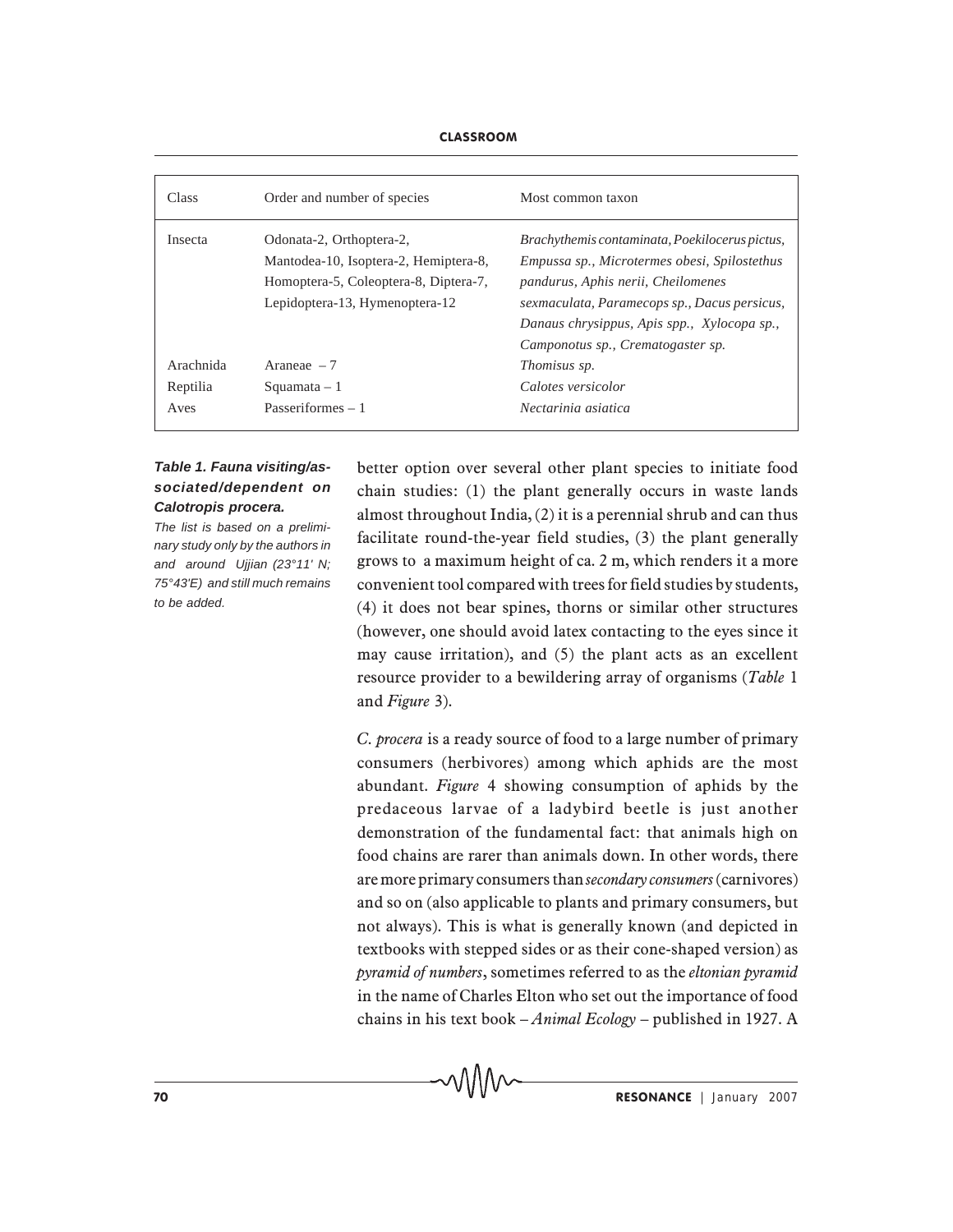| Class | Order and number of species | Most common taxon |
| --- | --- | --- |
| Insecta | Odonata-2, Orthoptera-2, Mantodea-10, Isoptera-2, Hemiptera-8, Homoptera-5, Coleoptera-8, Diptera-7, Lepidoptera-13, Hymenoptera-12 | *Brachythemis contaminata, Poekilocerus pictus, Empussa sp., Microtermes obesi, Spilostethus pandurus, Aphis nerii, Cheilomenes sexmaculata, Paramecops sp., Dacus persicus, Danaus chrysippus, Apis spp., Xylocopa sp., Camponotus sp., Crematogaster sp.* |
| Arachnida | Araneae – 7 | *Thomisus sp.* |
| Reptilia | Squamata – 1 | *Calotes versicolor* |
| Aves | Passeriformes – 1 | *Nectarinia asiatica* |

***Table 1. Fauna visiting/associated/dependent on Calotropis procera.***

*The list is based on a preliminary study only by the authors in and around Ujjian (23°11' N; 75°43'E) and still much remains to be added.*

better option over several other plant species to initiate food chain studies: (1) the plant generally occurs in waste lands almost throughout India, (2) it is a perennial shrub and can thus facilitate round-the-year field studies, (3) the plant generally grows to a maximum height of ca. 2 m, which renders it a more convenient tool compared with trees for field studies by students, (4) it does not bear spines, thorns or similar other structures (however, one should avoid latex contacting to the eyes since it may cause irritation), and (5) the plant acts as an excellent resource provider to a bewildering array of organisms (*Table* 1 and *Figure* 3).

*C. procera* is a ready source of food to a large number of primary consumers (herbivores) among which aphids are the most abundant. *Figure* 4 showing consumption of aphids by the predaceous larvae of a ladybird beetle is just another demonstration of the fundamental fact: that animals high on food chains are rarer than animals down. In other words, there are more primary consumers than *secondary consumers* (carnivores) and so on (also applicable to plants and primary consumers, but not always). This is what is generally known (and depicted in textbooks with stepped sides or as their cone-shaped version) as *pyramid of numbers*, sometimes referred to as the *eltonian pyramid* in the name of Charles Elton who set out the importance of food chains in his text book – *Animal Ecology* – published in 1927. A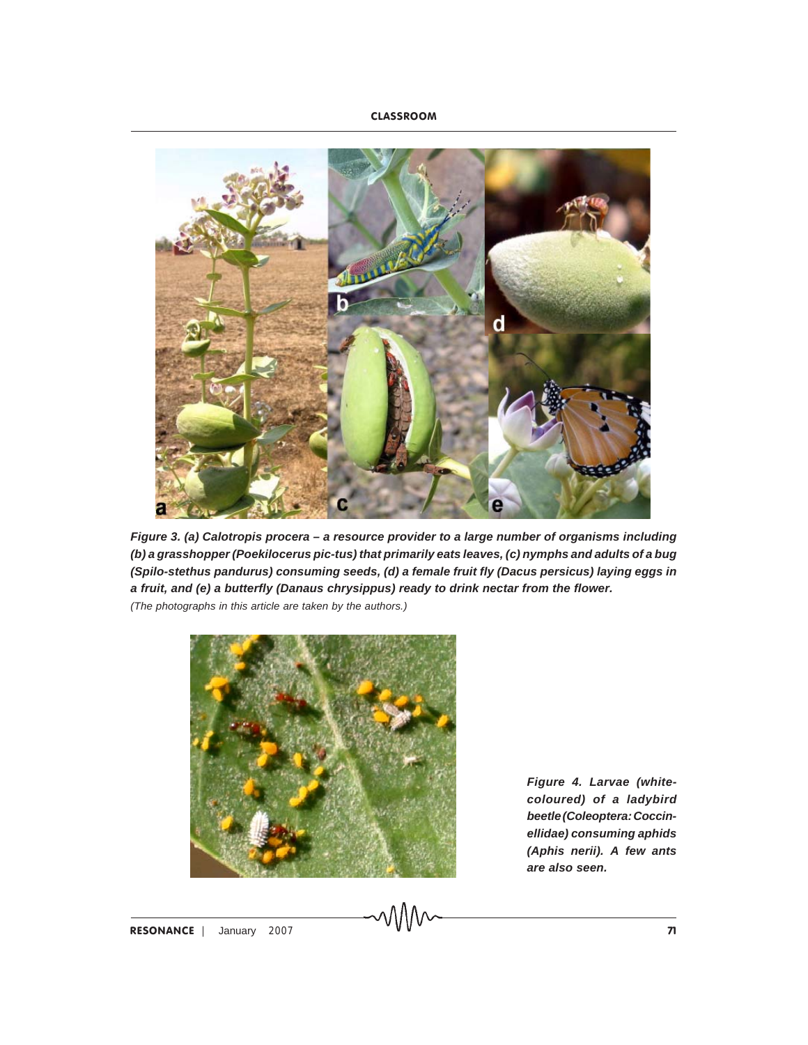***Figure 3. (a) Calotropis procera – a resource provider to a large number of organisms including (b) a grasshopper (Poekilocerus pic-tus) that primarily eats leaves, (c) nymphs and adults of a bug (Spilo-stethus pandurus) consuming seeds, (d) a female fruit fly (Dacus persicus) laying eggs in a fruit, and (e) a butterfly (Danaus chrysippus) ready to drink nectar from the flower.***

*(The photographs in this article are taken by the authors.)*

***Figure 4. Larvae (white-coloured) of a ladybird beetle (Coleoptera: Coccinellidae) consuming aphids (Aphis nerii). A few ants are also seen.***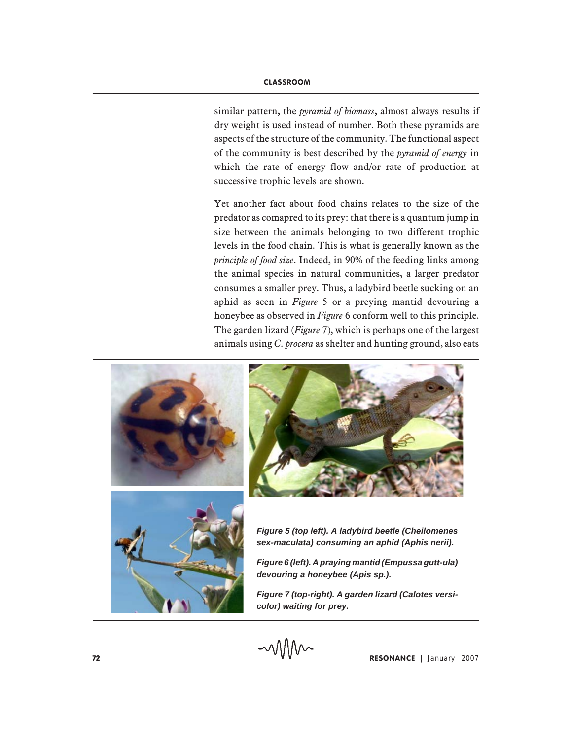similar pattern, the *pyramid of biomass*, almost always results if dry weight is used instead of number. Both these pyramids are aspects of the structure of the community. The functional aspect of the community is best described by the *pyramid of energy* in which the rate of energy flow and/or rate of production at successive trophic levels are shown.

Yet another fact about food chains relates to the size of the predator as comapred to its prey: that there is a quantum jump in size between the animals belonging to two different trophic levels in the food chain. This is what is generally known as the *principle of food size*. Indeed, in 90% of the feeding links among the animal species in natural communities, a larger predator consumes a smaller prey. Thus, a ladybird beetle sucking on an aphid as seen in *Figure* 5 or a preying mantid devouring a honeybee as observed in *Figure* 6 conform well to this principle. The garden lizard (*Figure* 7), which is perhaps one of the largest animals using *C. procera* as shelter and hunting ground, also eats

***Figure 5 (top left). A ladybird beetle (Cheilomenes sex-maculata) consuming an aphid (Aphis nerii).***

***Figure 6 (left). A praying mantid (Empussa gutt-ula) devouring a honeybee (Apis sp.).***

***Figure 7 (top-right). A garden lizard (Calotes versi-color) waiting for prey.***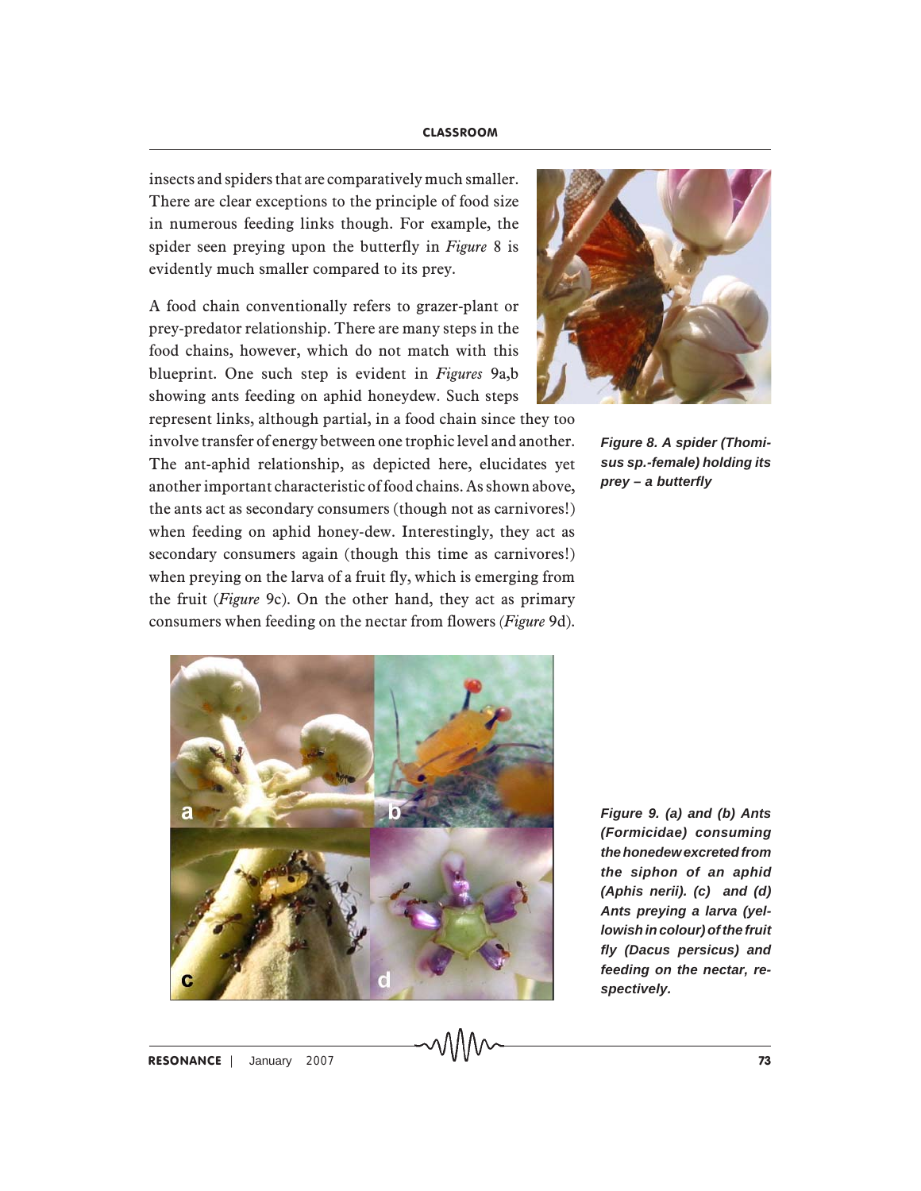insects and spiders that are comparatively much smaller. There are clear exceptions to the principle of food size in numerous feeding links though. For example, the spider seen preying upon the butterfly in *Figure* 8 is evidently much smaller compared to its prey.

***Figure 8. A spider (Thomisus sp.-female) holding its prey – a butterfly***

A food chain conventionally refers to grazer-plant or prey-predator relationship. There are many steps in the food chains, however, which do not match with this blueprint. One such step is evident in *Figures* 9a,b showing ants feeding on aphid honeydew. Such steps represent links, although partial, in a food chain since they too involve transfer of energy between one trophic level and another. The ant-aphid relationship, as depicted here, elucidates yet another important characteristic of food chains. As shown above, the ants act as secondary consumers (though not as carnivores!) when feeding on aphid honey-dew. Interestingly, they act as secondary consumers again (though this time as carnivores!) when preying on the larva of a fruit fly, which is emerging from the fruit (*Figure* 9c). On the other hand, they act as primary consumers when feeding on the nectar from flowers (*Figure* 9d).

***Figure 9. (a) and (b) Ants (Formicidae) consuming the honedew excreted from the siphon of an aphid (Aphis nerii). (c) and (d) Ants preying a larva (yellowish in colour) of the fruit fly (Dacus persicus) and feeding on the nectar, respectively.***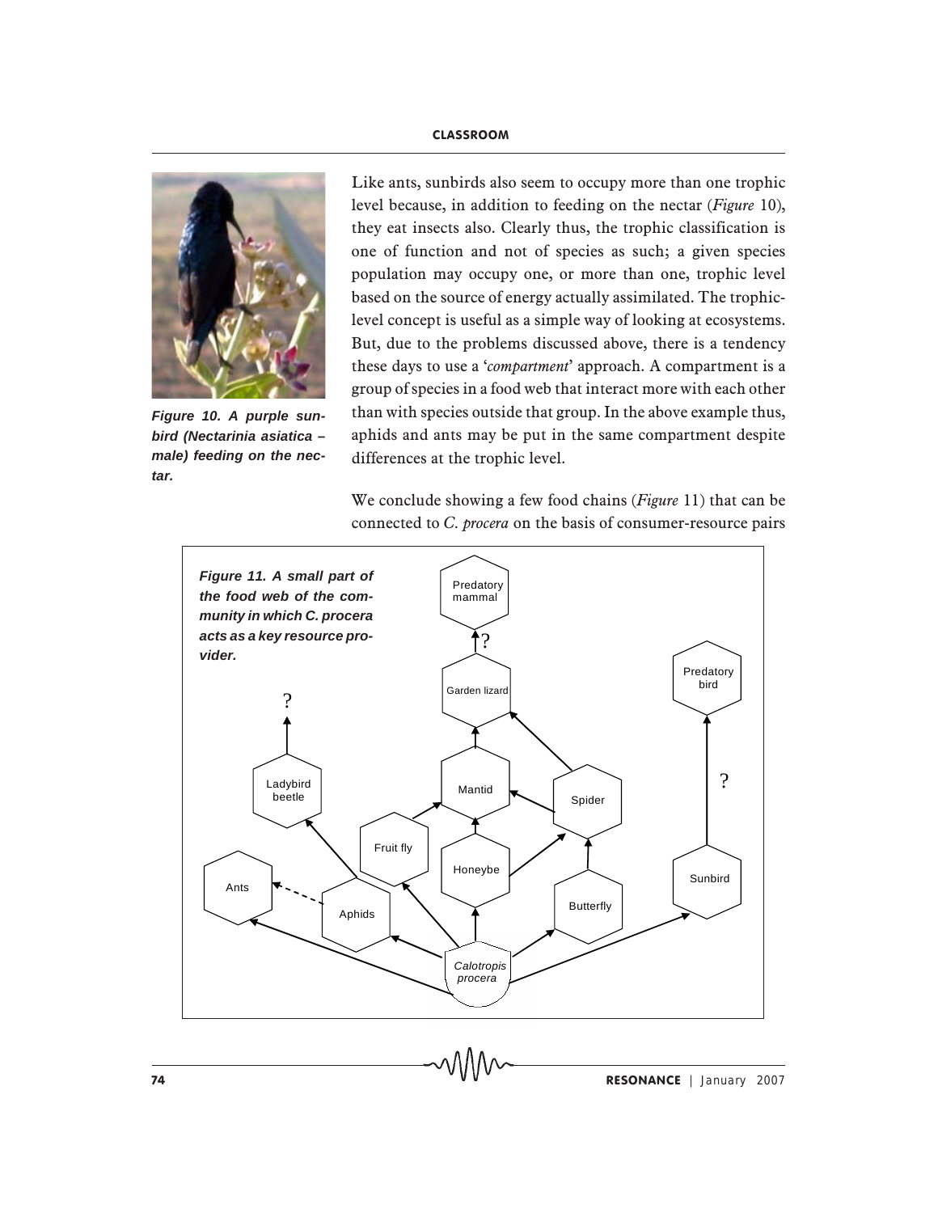Like ants, sunbirds also seem to occupy more than one trophic level because, in addition to feeding on the nectar (*Figure* 10), they eat insects also. Clearly thus, the trophic classification is one of function and not of species as such; a given species population may occupy one, or more than one, trophic level based on the source of energy actually assimilated. The trophic-level concept is useful as a simple way of looking at ecosystems. But, due to the problems discussed above, there is a tendency these days to use a '*compartment*' approach. A compartment is a group of species in a food web that interact more with each other than with species outside that group. In the above example thus, aphids and ants may be put in the same compartment despite differences at the trophic level.

***Figure 10. A purple sunbird (Nectarinia asiatica – male) feeding on the nectar.***

We conclude showing a few food chains (*Figure* 11) that can be connected to *C. procera* on the basis of consumer-resource pairs

***Figure 11. A small part of the food web of the community in which C. procera acts as a key resource provider.***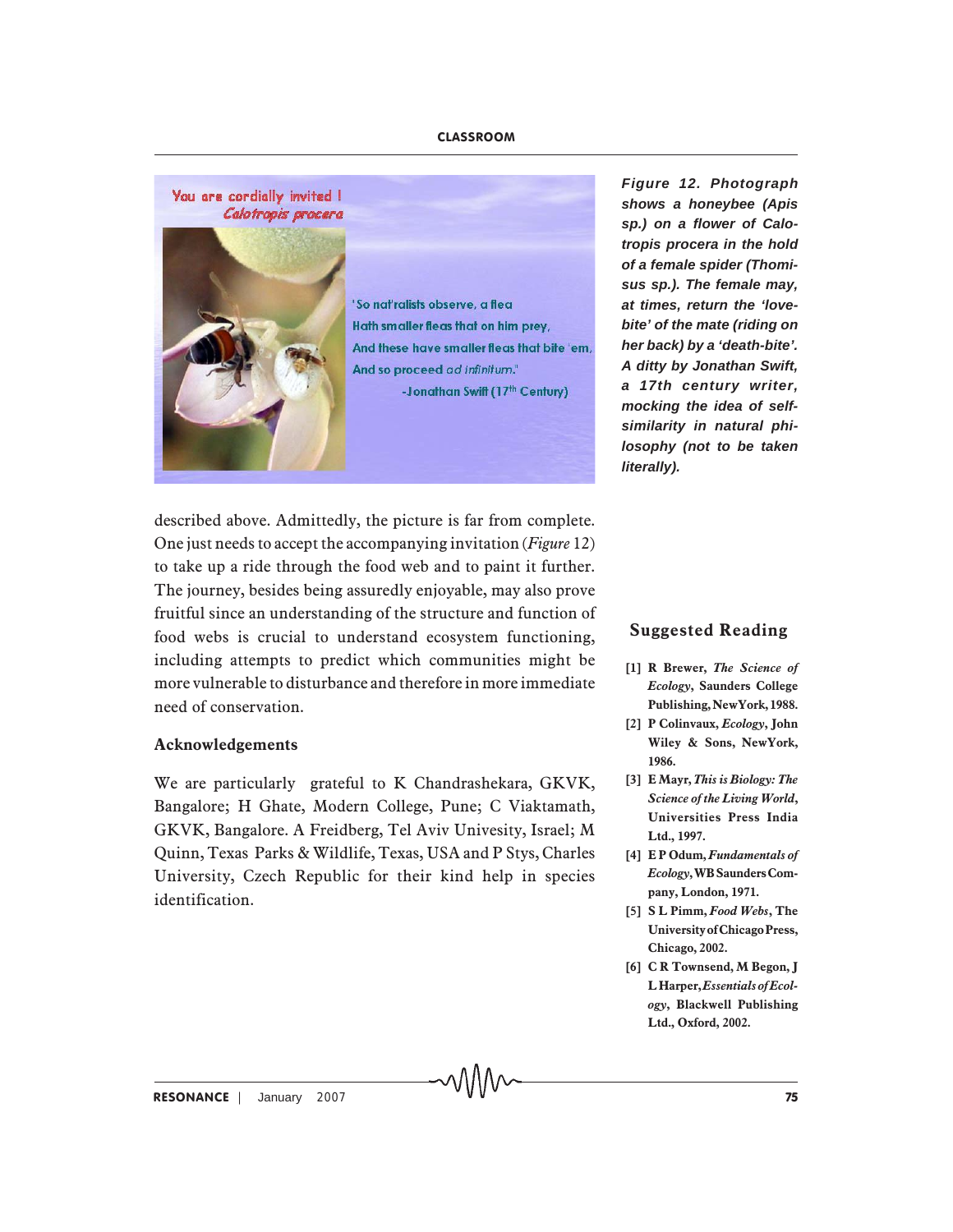Figure 12. Photograph shows a honeybee (Apis sp.) on a flower of Calotropis procera in the hold of a female spider (Thomisus sp.). The female may, at times, return the 'love-bite' of the mate (riding on her back) by a 'death-bite'. A ditty by Jonathan Swift, a 17th century writer, mocking the idea of self-similarity in natural philosophy (not to be taken literally).

described above. Admittedly, the picture is far from complete. One just needs to accept the accompanying invitation (*Figure* 12) to take up a ride through the food web and to paint it further. The journey, besides being assuredly enjoyable, may also prove fruitful since an understanding of the structure and function of food webs is crucial to understand ecosystem functioning, including attempts to predict which communities might be more vulnerable to disturbance and therefore in more immediate need of conservation.

## Acknowledgements

We are particularly grateful to K Chandrashekara, GKVK, Bangalore; H Ghate, Modern College, Pune; C Viaktamath, GKVK, Bangalore. A Freidberg, Tel Aviv Univesity, Israel; M Quinn, Texas Parks & Wildlife, Texas, USA and P Stys, Charles University, Czech Republic for their kind help in species identification.

## Suggested Reading

[1] R Brewer, *The Science of Ecology*, Saunders College Publishing, NewYork, 1988.

[2] P Colinvaux, *Ecology*, John Wiley & Sons, NewYork, 1986.

[3] E Mayr, *This is Biology: The Science of the Living World*, Universities Press India Ltd., 1997.

[4] E P Odum, *Fundamentals of Ecology*, WB Saunders Company, London, 1971.

[5] S L Pimm, *Food Webs*, The University of Chicago Press, Chicago, 2002.

[6] C R Townsend, M Begon, J L Harper, *Essentials of Ecology*, Blackwell Publishing Ltd., Oxford, 2002.